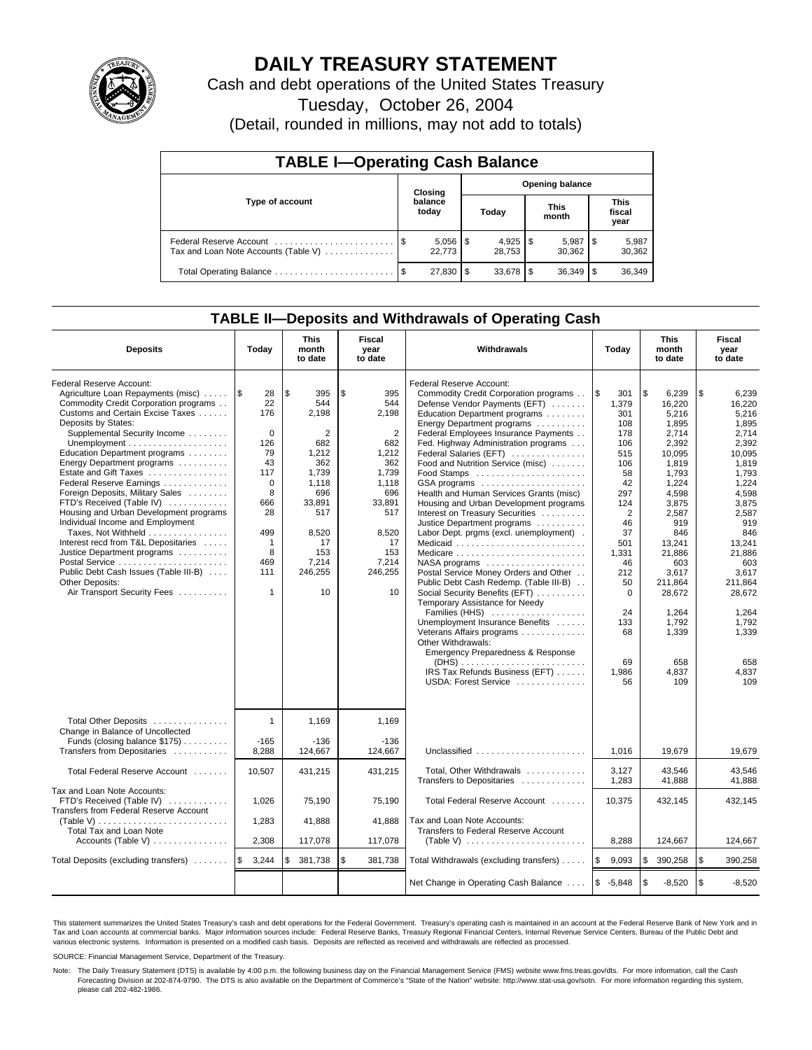# DAILY TREASURY STATEMENT

Cash and debt operations of the United States Treasury

Tuesday, October 26, 2004

(Detail, rounded in millions, may not add to totals)

## TABLE I—Operating Cash Balance

| Type of account | Closing balance today | Opening balance Today | Opening balance This month | Opening balance This fiscal year |
|---|---|---|---|---|
| Federal Reserve Account | $ 5,056 | $ 4,925 | $ 5,987 | $ 5,987 |
| Tax and Loan Note Accounts (Table V) | 22,773 | 28,753 | 30,362 | 30,362 |
| Total Operating Balance | $ 27,830 | $ 33,678 | $ 36,349 | $ 36,349 |

## TABLE II—Deposits and Withdrawals of Operating Cash

| Deposits | Today | This month to date | Fiscal year to date | Withdrawals | Today | This month to date | Fiscal year to date |
|---|---|---|---|---|---|---|---|
| Federal Reserve Account: | | | | Federal Reserve Account: | | | |
| Agriculture Loan Repayments (misc) | $ 28 | $ 395 | $ 395 | Commodity Credit Corporation programs | $ 301 | $ 6,239 | $ 6,239 |
| Commodity Credit Corporation programs | 22 | 544 | 544 | Defense Vendor Payments (EFT) | 1,379 | 16,220 | 16,220 |
| Customs and Certain Excise Taxes | 176 | 2,198 | 2,198 | Education Department programs | 301 | 5,216 | 5,216 |
| Deposits by States: | | | | Energy Department programs | 108 | 1,895 | 1,895 |
| Supplemental Security Income | 0 | 2 | 2 | Federal Employees Insurance Payments | 178 | 2,714 | 2,714 |
| Unemployment | 126 | 682 | 682 | Fed. Highway Administration programs | 106 | 2,392 | 2,392 |
| Education Department programs | 79 | 1,212 | 1,212 | Federal Salaries (EFT) | 515 | 10,095 | 10,095 |
| Energy Department programs | 43 | 362 | 362 | Food and Nutrition Service (misc) | 106 | 1,819 | 1,819 |
| Estate and Gift Taxes | 117 | 1,739 | 1,739 | Food Stamps | 58 | 1,793 | 1,793 |
| Federal Reserve Earnings | 0 | 1,118 | 1,118 | GSA programs | 42 | 1,224 | 1,224 |
| Foreign Deposits, Military Sales | 8 | 696 | 696 | Health and Human Services Grants (misc) | 297 | 4,598 | 4,598 |
| FTD's Received (Table IV) | 666 | 33,891 | 33,891 | Housing and Urban Development programs | 124 | 3,875 | 3,875 |
| Housing and Urban Development programs | 28 | 517 | 517 | Interest on Treasury Securities | 2 | 2,587 | 2,587 |
| Individual Income and Employment | | | | Justice Department programs | 46 | 919 | 919 |
| Taxes, Not Withheld | 499 | 8,520 | 8,520 | Labor Dept. prgms (excl. unemployment) | 37 | 846 | 846 |
| Interest recd from T&L Depositaries | 1 | 17 | 17 | Medicaid | 501 | 13,241 | 13,241 |
| Justice Department programs | 8 | 153 | 153 | Medicare | 1,331 | 21,886 | 21,886 |
| Postal Service | 469 | 7,214 | 7,214 | NASA programs | 46 | 603 | 603 |
| Public Debt Cash Issues (Table III-B) | 111 | 246,255 | 246,255 | Postal Service Money Orders and Other | 212 | 3,617 | 3,617 |
| Other Deposits: | | | | Public Debt Cash Redemp. (Table III-B) | 50 | 211,864 | 211,864 |
| Air Transport Security Fees | 1 | 10 | 10 | Social Security Benefits (EFT) | 0 | 28,672 | 28,672 |
| | | | | Temporary Assistance for Needy Families (HHS) | 24 | 1,264 | 1,264 |
| | | | | Unemployment Insurance Benefits | 133 | 1,792 | 1,792 |
| | | | | Veterans Affairs programs | 68 | 1,339 | 1,339 |
| | | | | Other Withdrawals: | | | |
| | | | | Emergency Preparedness & Response (DHS) | 69 | 658 | 658 |
| | | | | IRS Tax Refunds Business (EFT) | 1,986 | 4,837 | 4,837 |
| | | | | USDA: Forest Service | 56 | 109 | 109 |
| Total Other Deposits | 1 | 1,169 | 1,169 | | | | |
| Change in Balance of Uncollected Funds (closing balance $175) | -165 | -136 | -136 | | | | |
| Transfers from Depositaries | 8,288 | 124,667 | 124,667 | Unclassified | 1,016 | 19,679 | 19,679 |
| Total Federal Reserve Account | 10,507 | 431,215 | 431,215 | Total, Other Withdrawals | 3,127 | 43,546 | 43,546 |
| | | | | Transfers to Depositaries | 1,283 | 41,888 | 41,888 |
| Tax and Loan Note Accounts: | | | | | | | |
| FTD's Received (Table IV) | 1,026 | 75,190 | 75,190 | Total Federal Reserve Account | 10,375 | 432,145 | 432,145 |
| Transfers from Federal Reserve Account (Table V) | 1,283 | 41,888 | 41,888 | Tax and Loan Note Accounts: | | | |
| Total Tax and Loan Note Accounts (Table V) | 2,308 | 117,078 | 117,078 | Transfers to Federal Reserve Account (Table V) | 8,288 | 124,667 | 124,667 |
| Total Deposits (excluding transfers) | $ 3,244 | $ 381,738 | $ 381,738 | Total Withdrawals (excluding transfers) | $ 9,093 | $ 390,258 | $ 390,258 |
| | | | | Net Change in Operating Cash Balance | $ -5,848 | $ -8,520 | $ -8,520 |

This statement summarizes the United States Treasury's cash and debt operations for the Federal Government. Treasury's operating cash is maintained in an account at the Federal Reserve Bank of New York and in Tax and Loan accounts at commercial banks. Major information sources include: Federal Reserve Banks, Treasury Regional Financial Centers, Internal Revenue Service Centers, Bureau of the Public Debt and various electronic systems. Information is presented on a modified cash basis. Deposits are reflected as received and withdrawals are reflected as processed.

SOURCE: Financial Management Service, Department of the Treasury.

Note: The Daily Treasury Statement (DTS) is available by 4:00 p.m. the following business day on the Financial Management Service (FMS) website www.fms.treas.gov/dts. For more information, call the Cash Forecasting Division at 202-874-9790. The DTS is also available on the Department of Commerce's "State of the Nation" website: http://www.stat-usa.gov/sotn. For more information regarding this system, please call 202-482-1986.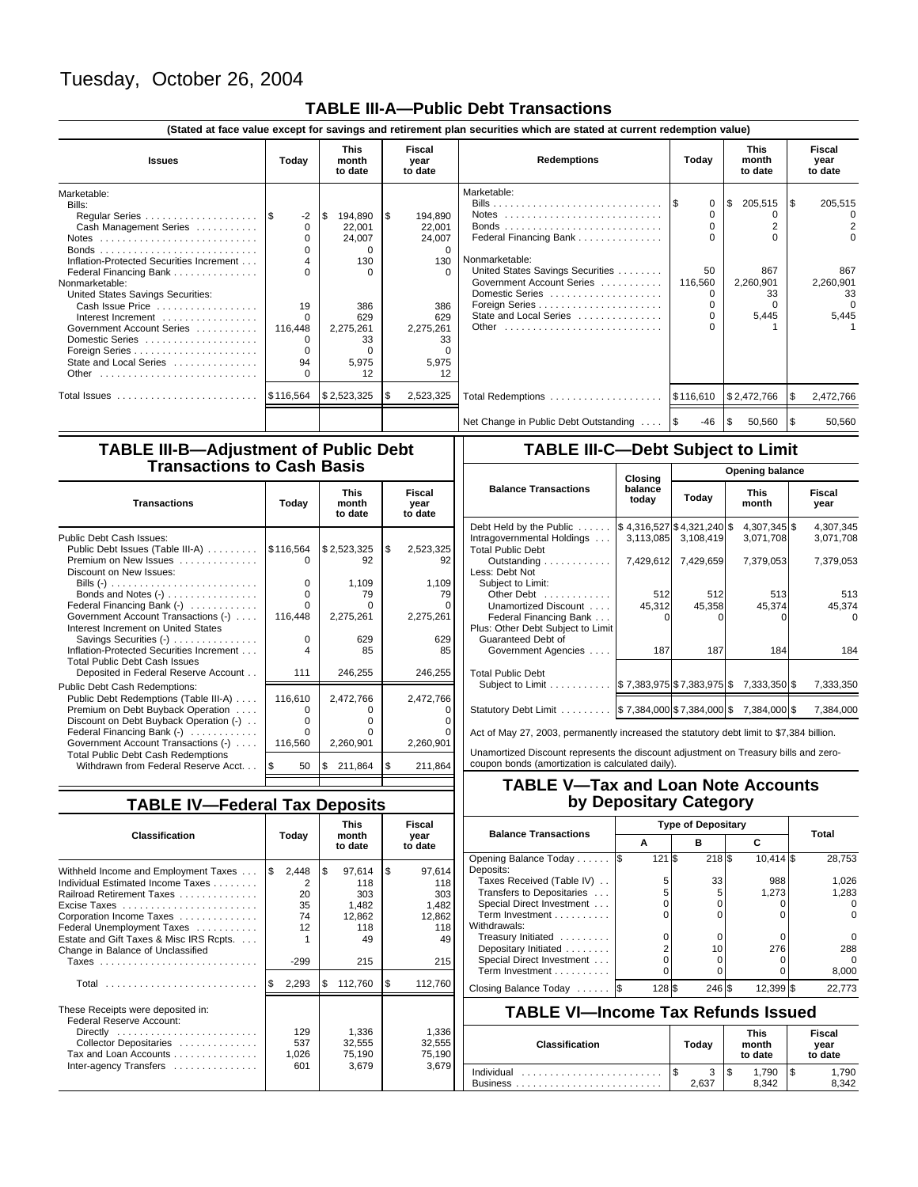Tuesday, October 26, 2004

## TABLE III-A—Public Debt Transactions

(Stated at face value except for savings and retirement plan securities which are stated at current redemption value)

| Issues | Today | This month to date | Fiscal year to date |
|---|---|---|---|
| Marketable: | | | |
| Bills: | | | |
| Regular Series | $ -2 | $ 194,890 | $ 194,890 |
| Cash Management Series | 0 | 22,001 | 22,001 |
| Notes | 0 | 24,007 | 24,007 |
| Bonds | 0 | 0 | 0 |
| Inflation-Protected Securities Increment | 4 | 130 | 130 |
| Federal Financing Bank | 0 | 0 | 0 |
| Nonmarketable: | | | |
| United States Savings Securities: | | | |
| Cash Issue Price | 19 | 386 | 386 |
| Interest Increment | 0 | 629 | 629 |
| Government Account Series | 116,448 | 2,275,261 | 2,275,261 |
| Domestic Series | 0 | 33 | 33 |
| Foreign Series | 0 | 0 | 0 |
| State and Local Series | 94 | 5,975 | 5,975 |
| Other | 0 | 12 | 12 |
| Total Issues | $116,564 | $2,523,325 | $ 2,523,325 |

| Redemptions | Today | This month to date | Fiscal year to date |
|---|---|---|---|
| Marketable: | | | |
| Bills | $ 0 | $ 205,515 | $ 205,515 |
| Notes | 0 | 0 | 0 |
| Bonds | 0 | 2 | 2 |
| Federal Financing Bank | 0 | 0 | 0 |
| Nonmarketable: | | | |
| United States Savings Securities | 50 | 867 | 867 |
| Government Account Series | 116,560 | 2,260,901 | 2,260,901 |
| Domestic Series | 0 | 33 | 33 |
| Foreign Series | 0 | 0 | 0 |
| State and Local Series | 0 | 5,445 | 5,445 |
| Other | 0 | 1 | 1 |
| Total Redemptions | $116,610 | $2,472,766 | $ 2,472,766 |
| Net Change in Public Debt Outstanding | $ -46 | $ 50,560 | $ 50,560 |

## TABLE III-B—Adjustment of Public Debt Transactions to Cash Basis

| Transactions | Today | This month to date | Fiscal year to date |
|---|---|---|---|
| Public Debt Cash Issues: | | | |
| Public Debt Issues (Table III-A) | $116,564 | $2,523,325 | $ 2,523,325 |
| Premium on New Issues | 0 | 92 | 92 |
| Discount on New Issues: | | | |
| Bills (-) | 0 | 1,109 | 1,109 |
| Bonds and Notes (-) | 0 | 79 | 79 |
| Federal Financing Bank (-) | 0 | 0 | 0 |
| Government Account Transactions (-) | 116,448 | 2,275,261 | 2,275,261 |
| Interest Increment on United States Savings Securities (-) | 0 | 629 | 629 |
| Inflation-Protected Securities Increment | 4 | 85 | 85 |
| Total Public Debt Cash Issues Deposited in Federal Reserve Account | 111 | 246,255 | 246,255 |
| Public Debt Cash Redemptions: | | | |
| Public Debt Redemptions (Table III-A) | 116,610 | 2,472,766 | 2,472,766 |
| Premium on Debt Buyback Operation | 0 | 0 | 0 |
| Discount on Debt Buyback Operation (-) | 0 | 0 | 0 |
| Federal Financing Bank (-) | 0 | 0 | 0 |
| Government Account Transactions (-) | 116,560 | 2,260,901 | 2,260,901 |
| Total Public Debt Cash Redemptions Withdrawn from Federal Reserve Acct. | $ 50 | $ 211,864 | $ 211,864 |

## TABLE III-C—Debt Subject to Limit

| Balance Transactions | Closing balance today | Opening balance Today | Opening balance This month | Opening balance Fiscal year |
|---|---|---|---|---|
| Debt Held by the Public | $ 4,316,527 | $ 4,321,240 | $ 4,307,345 | $ 4,307,345 |
| Intragovernmental Holdings | 3,113,085 | 3,108,419 | 3,071,708 | 3,071,708 |
| Total Public Debt Outstanding | 7,429,612 | 7,429,659 | 7,379,053 | 7,379,053 |
| Less: Debt Not Subject to Limit: | | | | |
| Other Debt | 512 | 512 | 513 | 513 |
| Unamortized Discount | 45,312 | 45,358 | 45,374 | 45,374 |
| Federal Financing Bank | 0 | 0 | 0 | 0 |
| Plus: Other Debt Subject to Limit Guaranteed Debt of Government Agencies | 187 | 187 | 184 | 184 |
| Total Public Debt Subject to Limit | $ 7,383,975 | $ 7,383,975 | $ 7,333,350 | $ 7,333,350 |
| Statutory Debt Limit | $ 7,384,000 | $ 7,384,000 | $ 7,384,000 | $ 7,384,000 |

Act of May 27, 2003, permanently increased the statutory debt limit to $7,384 billion.

Unamortized Discount represents the discount adjustment on Treasury bills and zero-coupon bonds (amortization is calculated daily).

## TABLE IV—Federal Tax Deposits

| Classification | Today | This month to date | Fiscal year to date |
|---|---|---|---|
| Withheld Income and Employment Taxes | $ 2,448 | $ 97,614 | $ 97,614 |
| Individual Estimated Income Taxes | 2 | 118 | 118 |
| Railroad Retirement Taxes | 20 | 303 | 303 |
| Excise Taxes | 35 | 1,482 | 1,482 |
| Corporation Income Taxes | 74 | 12,862 | 12,862 |
| Federal Unemployment Taxes | 12 | 118 | 118 |
| Estate and Gift Taxes & Misc IRS Rcpts. | 1 | 49 | 49 |
| Change in Balance of Unclassified Taxes | -299 | 215 | 215 |
| Total | $ 2,293 | $ 112,760 | $ 112,760 |
| These Receipts were deposited in: | | | |
| Federal Reserve Account: | | | |
| Directly | 129 | 1,336 | 1,336 |
| Collector Depositaries | 537 | 32,555 | 32,555 |
| Tax and Loan Accounts | 1,026 | 75,190 | 75,190 |
| Inter-agency Transfers | 601 | 3,679 | 3,679 |

## TABLE V—Tax and Loan Note Accounts by Depositary Category

| Balance Transactions | Type of Depositary A | B | C | Total |
|---|---|---|---|---|
| Opening Balance Today | $ 121 | $ 218 | $ 10,414 | $ 28,753 |
| Deposits: | | | | |
| Taxes Received (Table IV) | 5 | 33 | 988 | 1,026 |
| Transfers to Depositaries | 5 | 5 | 1,273 | 1,283 |
| Special Direct Investment | 0 | 0 | 0 | 0 |
| Term Investment | 0 | 0 | 0 | 0 |
| Withdrawals: | | | | |
| Treasury Initiated | 0 | 0 | 0 | 0 |
| Depositary Initiated | 2 | 10 | 276 | 288 |
| Special Direct Investment | 0 | 0 | 0 | 0 |
| Term Investment | 0 | 0 | 0 | 8,000 |
| Closing Balance Today | $ 128 | $ 246 | $ 12,399 | $ 22,773 |

## TABLE VI—Income Tax Refunds Issued

| Classification | Today | This month to date | Fiscal year to date |
|---|---|---|---|
| Individual | $ 3 | $ 1,790 | $ 1,790 |
| Business | 2,637 | 8,342 | 8,342 |